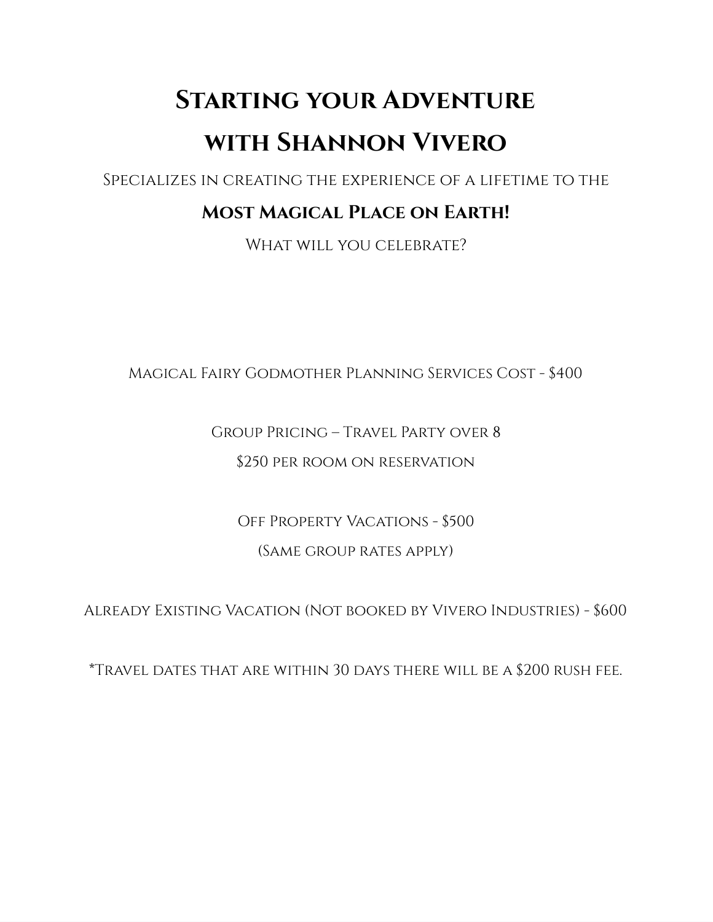# Starting your Adventure with Shannon Vivero

Specializes in creating the experience of a lifetime to the

**Most Magical Place on Earth!**

What will you celebrate?

Magical Fairy Godmother Planning Services Cost - $400

Group Pricing – Travel Party over 8

$250 per room on reservation

Off Property Vacations - $500

(Same group rates apply)

Already Existing Vacation (Not booked by Vivero Industries) - $600

*Travel dates that are within 30 days there will be a $200 rush fee.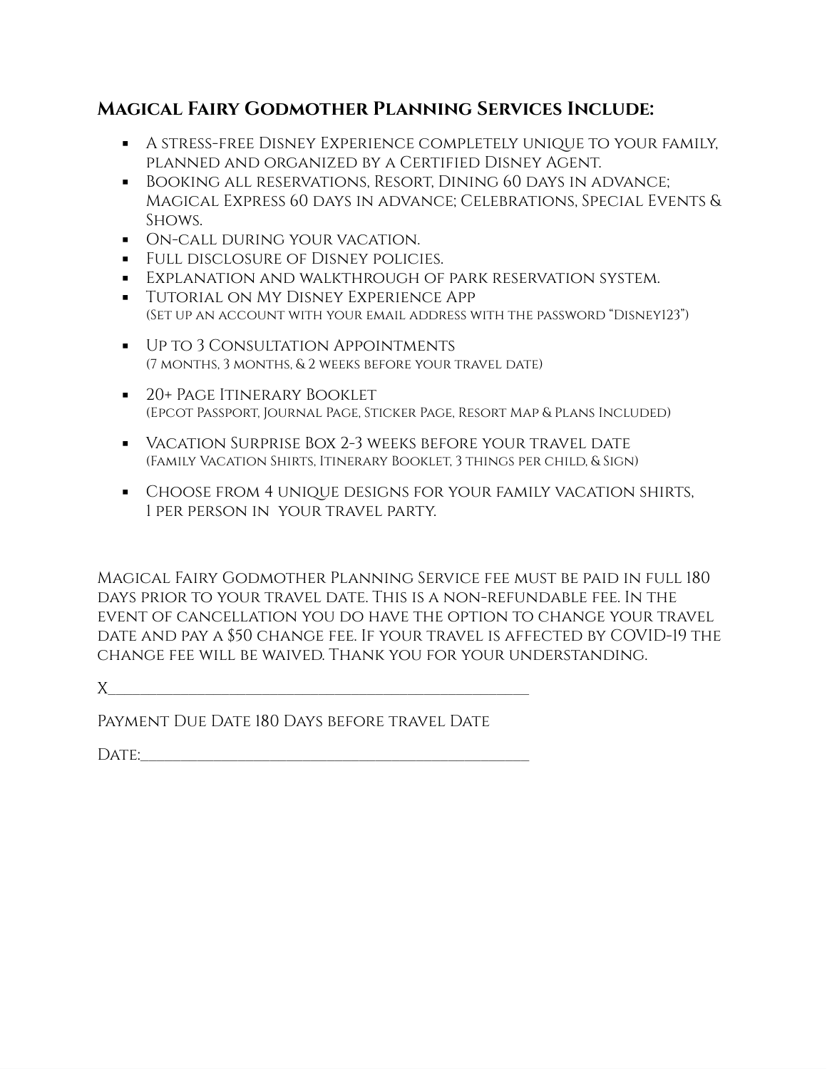## **Magical Fairy Godmother Planning Services Include:**

- A stress-free Disney Experience completely unique to your family, planned and organized by a Certified Disney Agent.
- Booking all reservations, Resort, Dining 60 days in advance; Magical Express 60 days in advance; Celebrations, Special Events & Shows.
- On-call during your vacation.
- Full disclosure of Disney policies.
- Explanation and walkthrough of park reservation system.
- Tutorial on My Disney Experience App
  (Set up an account with your email address with the password "Disney123")
- Up to 3 Consultation Appointments
  (7 months, 3 months, & 2 weeks before your travel date)
- 20+ Page Itinerary Booklet
  (Epcot Passport, Journal Page, Sticker Page, Resort Map & Plans Included)
- Vacation Surprise Box 2-3 weeks before your travel date
  (Family Vacation Shirts, Itinerary Booklet, 3 things per child, & Sign)
- Choose from 4 unique designs for your family vacation shirts, 1 per person in your travel party.

Magical Fairy Godmother Planning Service fee must be paid in full 180 days prior to your travel date. This is a non-refundable fee. In the event of cancellation you do have the option to change your travel date and pay a $50 change fee. If your travel is affected by COVID-19 the change fee will be waived. Thank you for your understanding.

X________________________________________________

Payment Due Date 180 Days before travel Date

Date:____________________________________________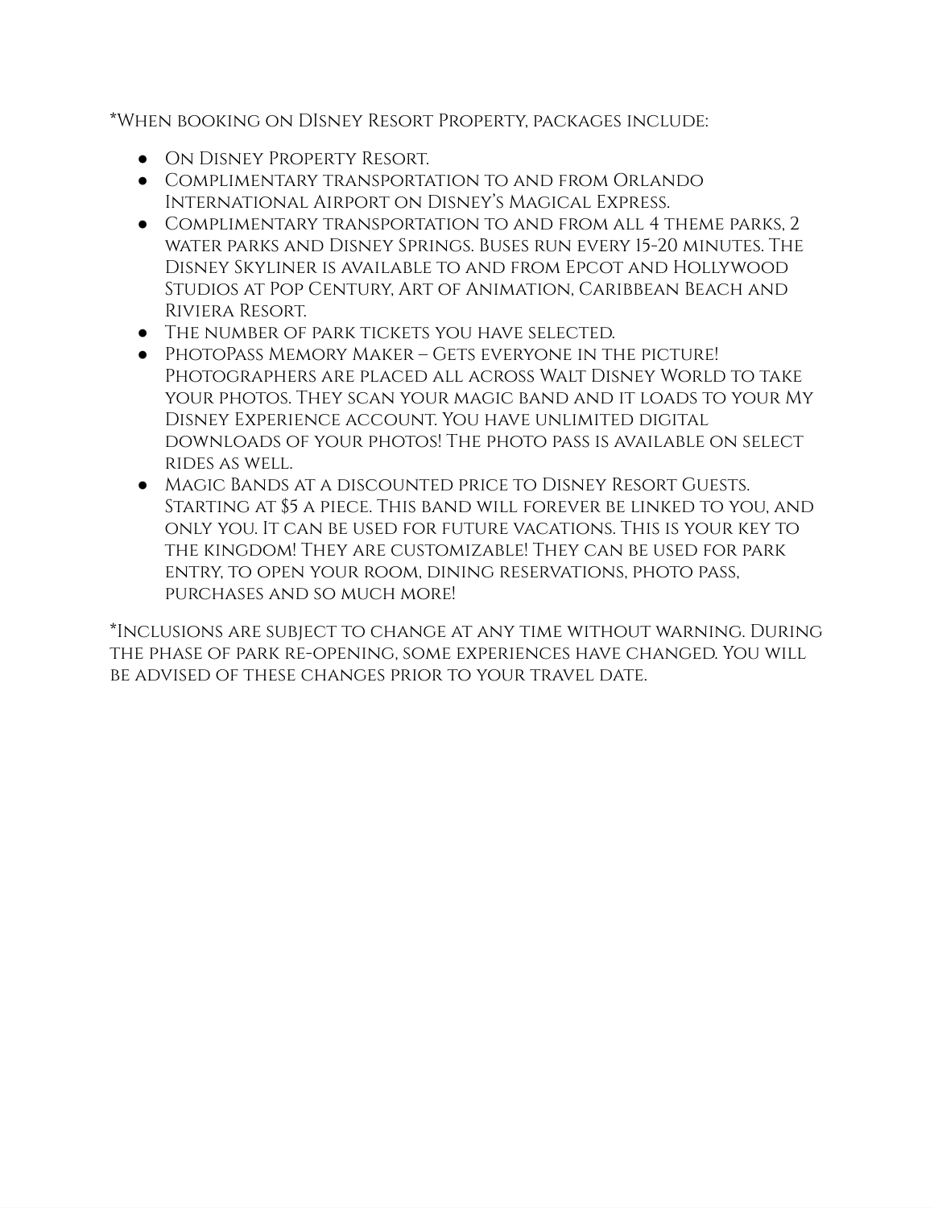*When booking on DIsney Resort Property, packages include:

- On Disney Property Resort.
- Complimentary transportation to and from Orlando International Airport on Disney's Magical Express.
- Complimentary transportation to and from all 4 theme parks, 2 water parks and Disney Springs. Buses run every 15-20 minutes. The Disney Skyliner is available to and from Epcot and Hollywood Studios at Pop Century, Art of Animation, Caribbean Beach and Riviera Resort.
- The number of park tickets you have selected.
- PhotoPass Memory Maker – Gets everyone in the picture! Photographers are placed all across Walt Disney World to take your photos. They scan your magic band and it loads to your My Disney Experience account. You have unlimited digital downloads of your photos! The photo pass is available on select rides as well.
- Magic Bands at a discounted price to Disney Resort Guests. Starting at $5 a piece. This band will forever be linked to you, and only you. It can be used for future vacations. This is your key to the kingdom! They are customizable! They can be used for park entry, to open your room, dining reservations, photo pass, purchases and so much more!

*Inclusions are subject to change at any time without warning. During the phase of park re-opening, some experiences have changed. You will be advised of these changes prior to your travel date.